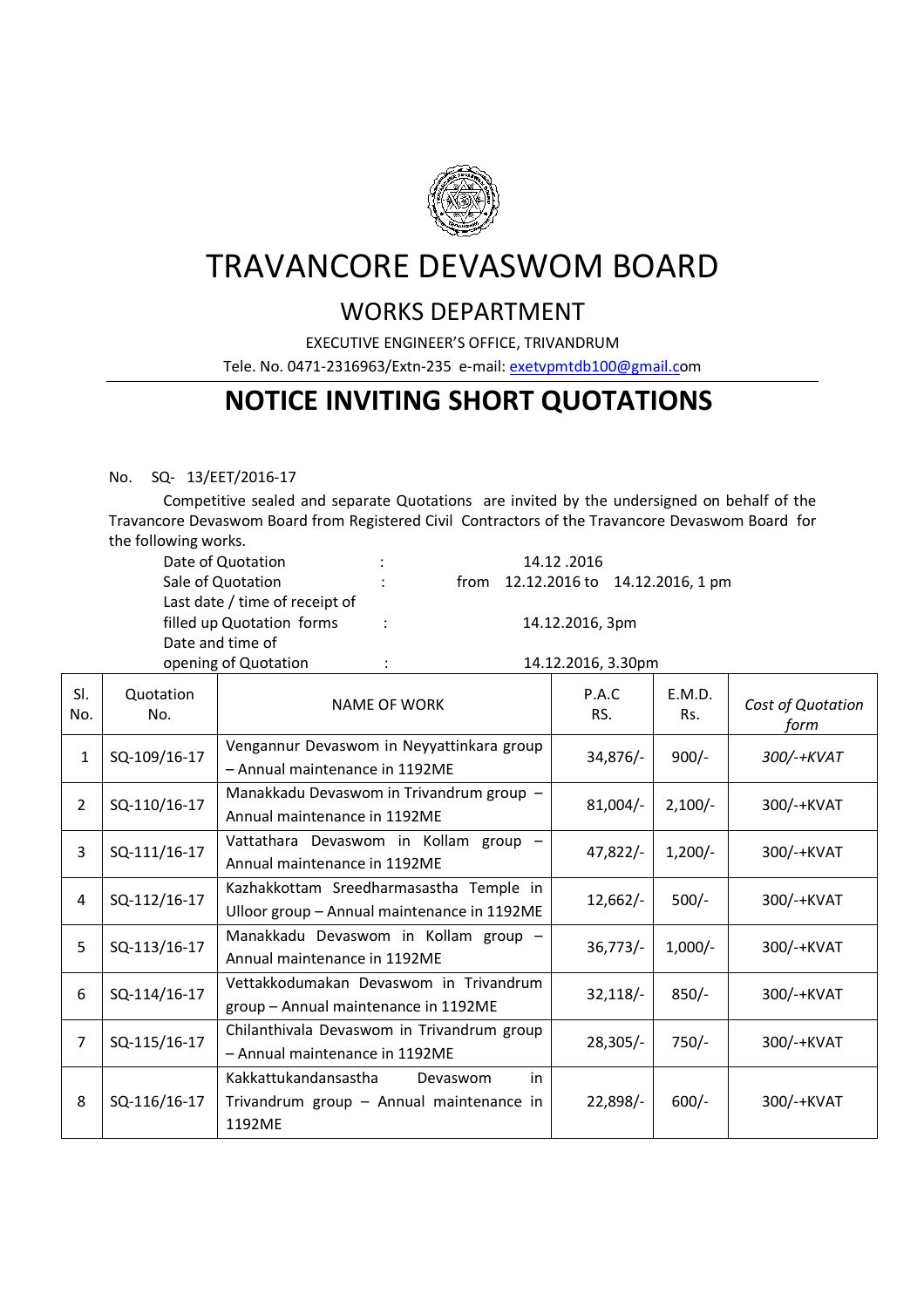# TRAVANCORE DEVASWOM BOARD

## WORKS DEPARTMENT

EXECUTIVE ENGINEER'S OFFICE, TRIVANDRUM

Tele. No. 0471-2316963/Extn-235 e-mail: exetvpmtdb100@gmail.com

# NOTICE INVITING SHORT QUOTATIONS

No. SQ- 13/EET/2016-17

Competitive sealed and separate Quotations are invited by the undersigned on behalf of the Travancore Devaswom Board from Registered Civil Contractors of the Travancore Devaswom Board for the following works.

| | | |
|---|---|---|
| Date of Quotation | : | 14.12 .2016 |
| Sale of Quotation | : | from 12.12.2016 to 14.12.2016, 1 pm |
| Last date / time of receipt of filled up Quotation forms | : | 14.12.2016, 3pm |
| Date and time of opening of Quotation | : | 14.12.2016, 3.30pm |

| Sl. No. | Quotation No. | NAME OF WORK | P.A.C RS. | E.M.D. Rs. | *Cost of Quotation form* |
|---|---|---|---|---|---|
| 1 | SQ-109/16-17 | Vengannur Devaswom in Neyyattinkara group – Annual maintenance in 1192ME | 34,876/- | 900/- | *300/-+KVAT* |
| 2 | SQ-110/16-17 | Manakkadu Devaswom in Trivandrum group – Annual maintenance in 1192ME | 81,004/- | 2,100/- | 300/-+KVAT |
| 3 | SQ-111/16-17 | Vattathara Devaswom in Kollam group – Annual maintenance in 1192ME | 47,822/- | 1,200/- | 300/-+KVAT |
| 4 | SQ-112/16-17 | Kazhakkottam Sreedharmasastha Temple in Ulloor group – Annual maintenance in 1192ME | 12,662/- | 500/- | 300/-+KVAT |
| 5 | SQ-113/16-17 | Manakkadu Devaswom in Kollam group – Annual maintenance in 1192ME | 36,773/- | 1,000/- | 300/-+KVAT |
| 6 | SQ-114/16-17 | Vettakkodumakan Devaswom in Trivandrum group – Annual maintenance in 1192ME | 32,118/- | 850/- | 300/-+KVAT |
| 7 | SQ-115/16-17 | Chilanthivala Devaswom in Trivandrum group – Annual maintenance in 1192ME | 28,305/- | 750/- | 300/-+KVAT |
| 8 | SQ-116/16-17 | Kakkattukandansastha Devaswom in Trivandrum group – Annual maintenance in 1192ME | 22,898/- | 600/- | 300/-+KVAT |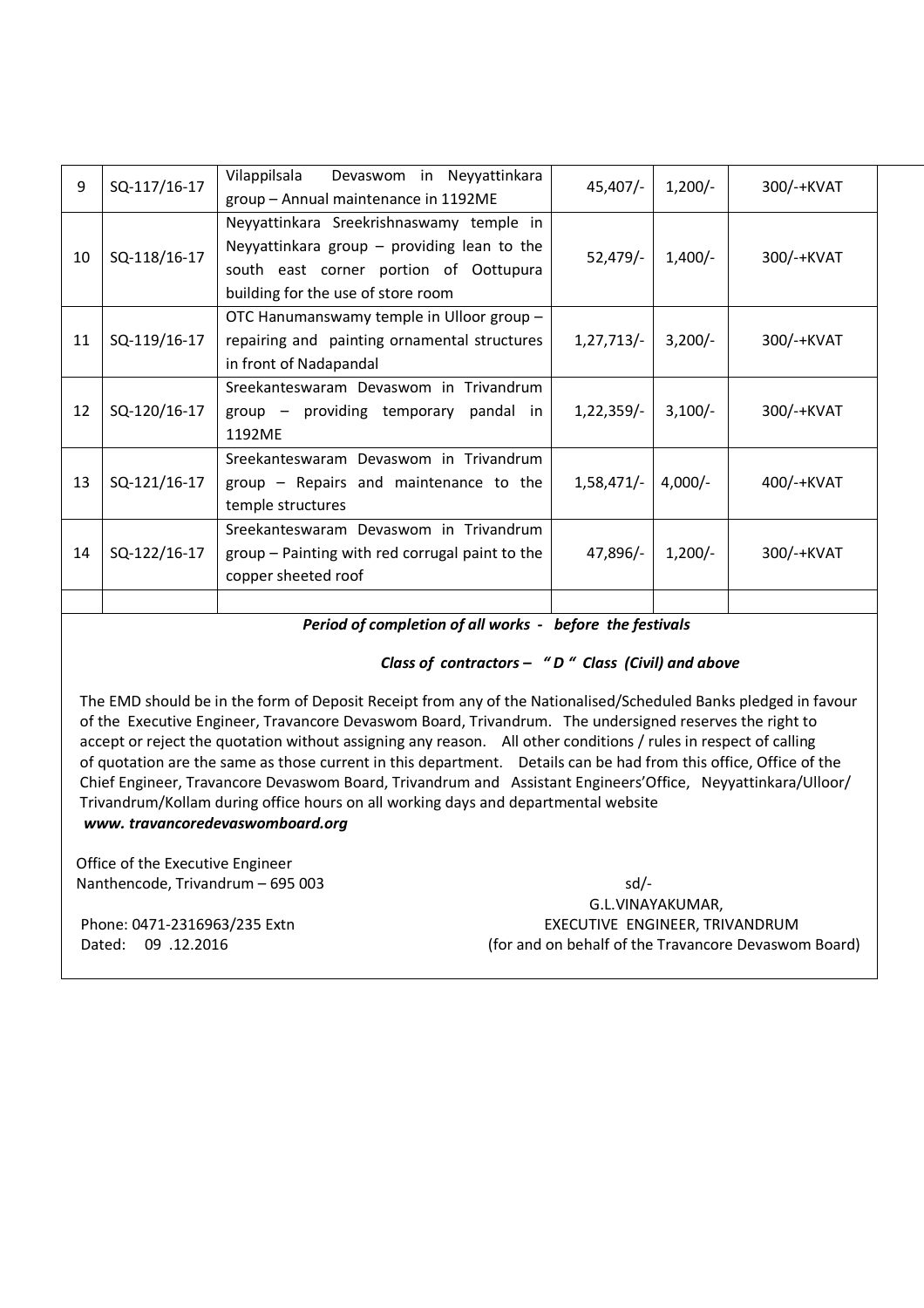| | | | | | |
|---|---|---|---|---|---|
| 9 | SQ-117/16-17 | Vilappilsala Devaswom in Neyyattinkara group – Annual maintenance in 1192ME | 45,407/- | 1,200/- | 300/-+KVAT |
| 10 | SQ-118/16-17 | Neyyattinkara Sreekrishnaswamy temple in Neyyattinkara group – providing lean to the south east corner portion of Oottupura building for the use of store room | 52,479/- | 1,400/- | 300/-+KVAT |
| 11 | SQ-119/16-17 | OTC Hanumanswamy temple in Ulloor group – repairing and painting ornamental structures in front of Nadapandal | 1,27,713/- | 3,200/- | 300/-+KVAT |
| 12 | SQ-120/16-17 | Sreekanteswaram Devaswom in Trivandrum group – providing temporary pandal in 1192ME | 1,22,359/- | 3,100/- | 300/-+KVAT |
| 13 | SQ-121/16-17 | Sreekanteswaram Devaswom in Trivandrum group – Repairs and maintenance to the temple structures | 1,58,471/- | 4,000/- | 400/-+KVAT |
| 14 | SQ-122/16-17 | Sreekanteswaram Devaswom in Trivandrum group – Painting with red corrugal paint to the copper sheeted roof | 47,896/- | 1,200/- | 300/-+KVAT |
| | | | | | |

***Period of completion of all works - before the festivals***

***Class of contractors – " D " Class (Civil) and above***

The EMD should be in the form of Deposit Receipt from any of the Nationalised/Scheduled Banks pledged in favour of the Executive Engineer, Travancore Devaswom Board, Trivandrum. The undersigned reserves the right to accept or reject the quotation without assigning any reason. All other conditions / rules in respect of calling of quotation are the same as those current in this department. Details can be had from this office, Office of the Chief Engineer, Travancore Devaswom Board, Trivandrum and Assistant Engineers'Office, Neyyattinkara/Ulloor/ Trivandrum/Kollam during office hours on all working days and departmental website
***www. travancoredevaswomboard.org***

Office of the Executive Engineer
Nanthencode, Trivandrum – 695 003

Phone: 0471-2316963/235 Extn
Dated: 09 .12.2016

sd/-
G.L.VINAYAKUMAR,
EXECUTIVE ENGINEER, TRIVANDRUM
(for and on behalf of the Travancore Devaswom Board)